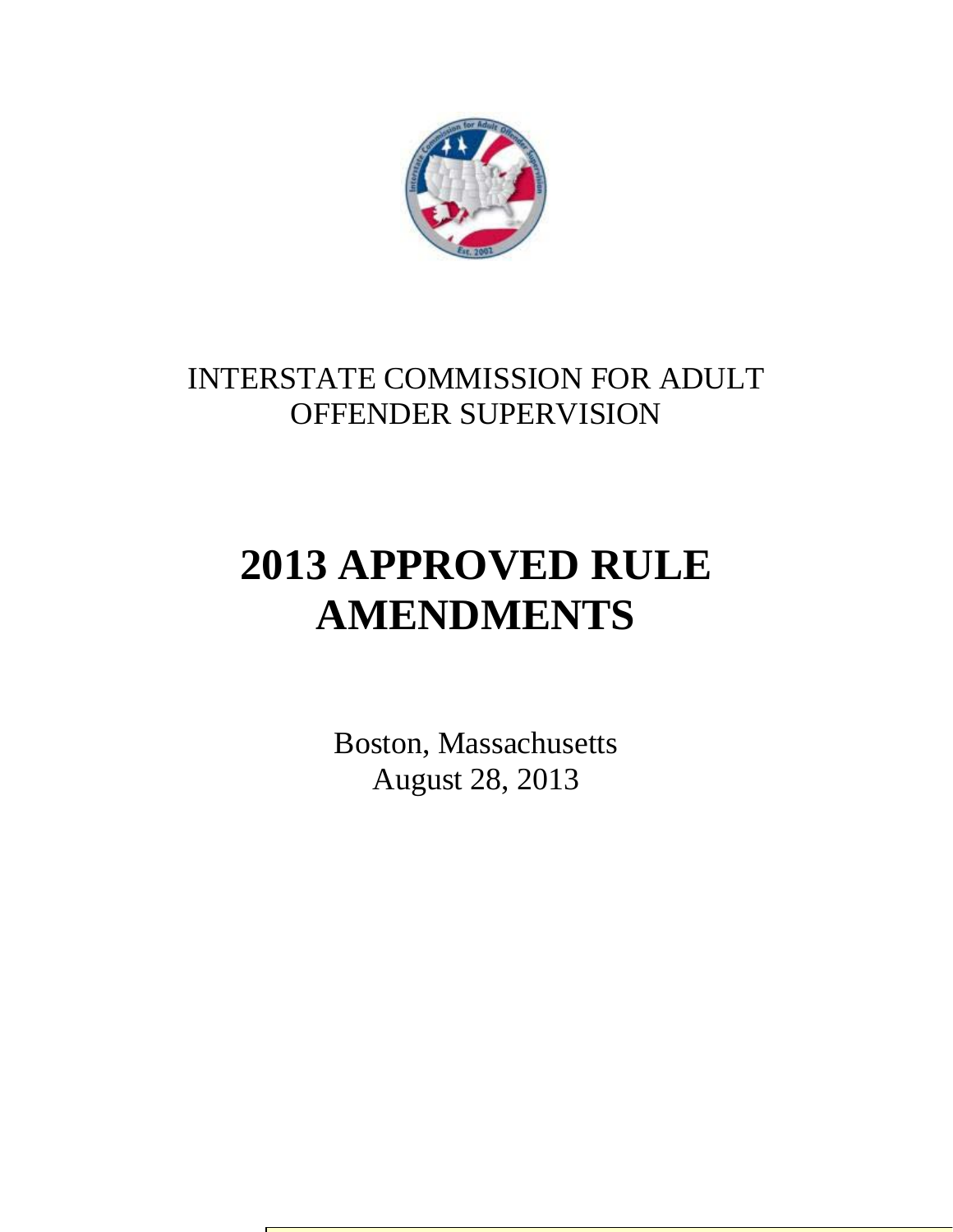INTERSTATE COMMISSION FOR ADULT OFFENDER SUPERVISION

# 2013 APPROVED RULE AMENDMENTS

Boston, Massachusetts
August 28, 2013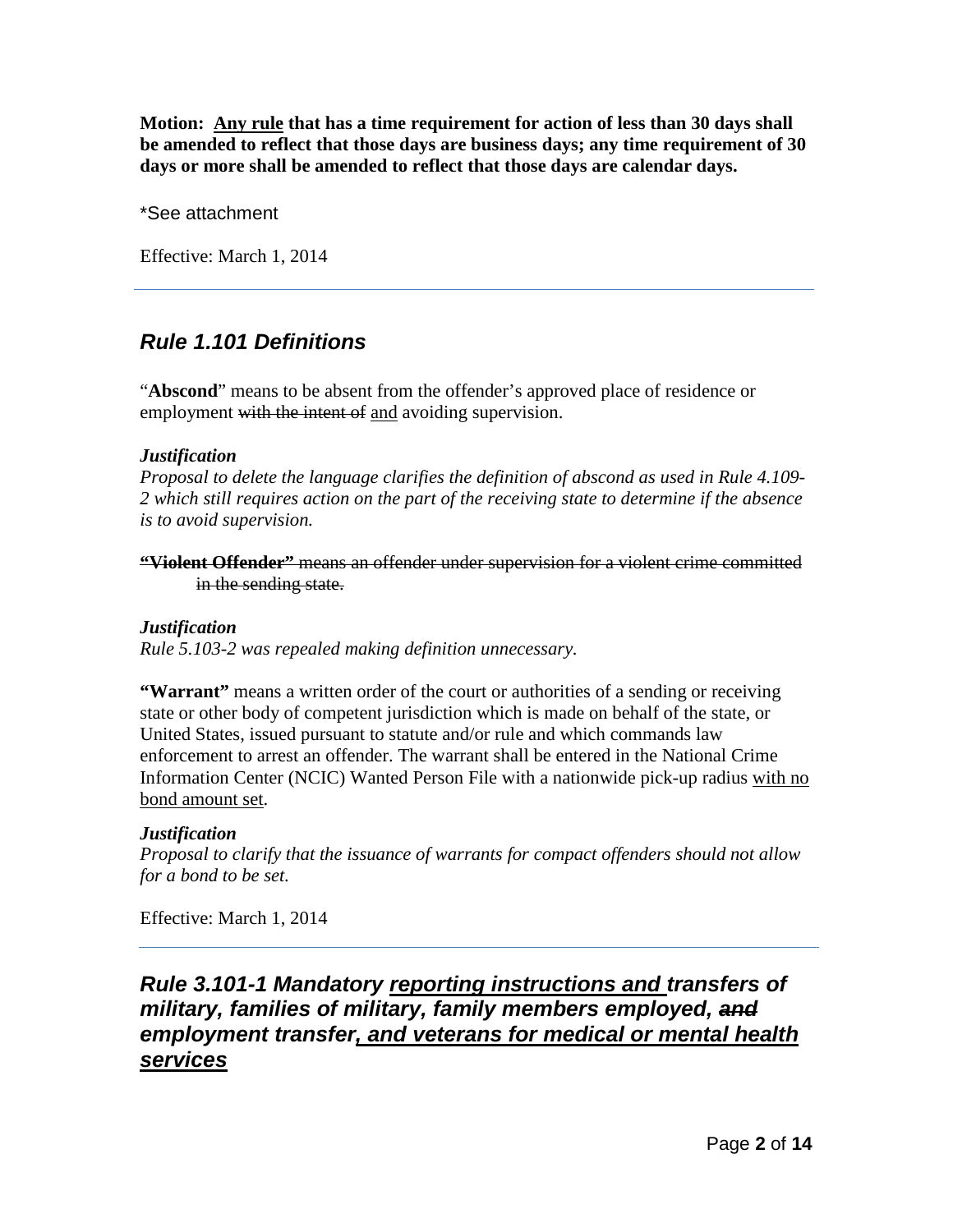**Motion: <u>Any rule</u> that has a time requirement for action of less than 30 days shall be amended to reflect that those days are business days; any time requirement of 30 days or more shall be amended to reflect that those days are calendar days.**

*See attachment

Effective: March 1, 2014

---

## *Rule 1.101 Definitions*

"**Abscond**" means to be absent from the offender's approved place of residence or employment ~~with the intent of~~ <u>and</u> avoiding supervision.

***Justification***

*Proposal to delete the language clarifies the definition of abscond as used in Rule 4.109-2 which still requires action on the part of the receiving state to determine if the absence is to avoid supervision.*

~~**"Violent Offender"** means an offender under supervision for a violent crime committed in the sending state.~~

***Justification***

*Rule 5.103-2 was repealed making definition unnecessary.*

**"Warrant"** means a written order of the court or authorities of a sending or receiving state or other body of competent jurisdiction which is made on behalf of the state, or United States, issued pursuant to statute and/or rule and which commands law enforcement to arrest an offender. The warrant shall be entered in the National Crime Information Center (NCIC) Wanted Person File with a nationwide pick-up radius <u>with no bond amount set</u>.

***Justification***

*Proposal to clarify that the issuance of warrants for compact offenders should not allow for a bond to be set.*

Effective: March 1, 2014

---

## *Rule 3.101-1 Mandatory <u>reporting instructions and</u> transfers of military, families of military, family members employed, ~~and~~ employment transfer<u>, and veterans for medical or mental health services</u>*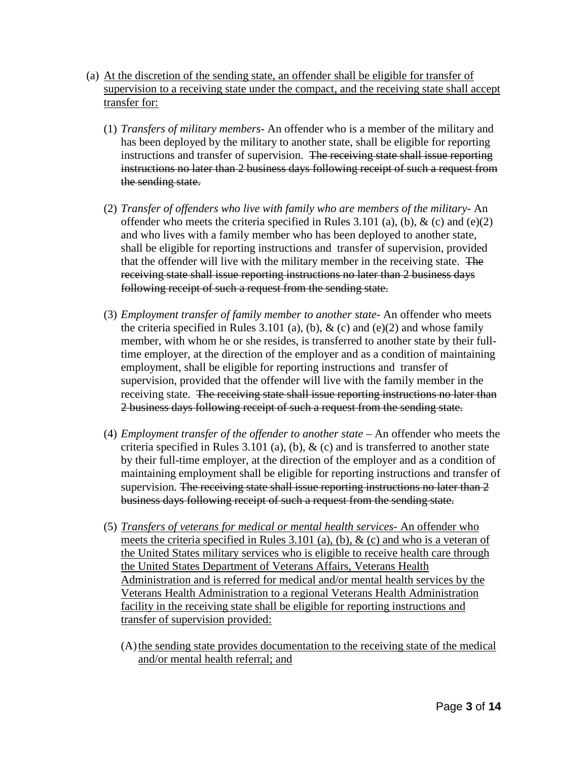(a) <u>At the discretion of the sending state, an offender shall be eligible for transfer of supervision to a receiving state under the compact, and the receiving state shall accept transfer for:</u>

(1) *Transfers of military members*- An offender who is a member of the military and has been deployed by the military to another state, shall be eligible for reporting instructions and transfer of supervision. ~~The receiving state shall issue reporting instructions no later than 2 business days following receipt of such a request from the sending state.~~

(2) *Transfer of offenders who live with family who are members of the military*- An offender who meets the criteria specified in Rules 3.101 (a), (b), & (c) and (e)(2) and who lives with a family member who has been deployed to another state, shall be eligible for reporting instructions and transfer of supervision, provided that the offender will live with the military member in the receiving state. ~~The receiving state shall issue reporting instructions no later than 2 business days following receipt of such a request from the sending state.~~

(3) *Employment transfer of family member to another state*- An offender who meets the criteria specified in Rules 3.101 (a), (b), & (c) and (e)(2) and whose family member, with whom he or she resides, is transferred to another state by their full-time employer, at the direction of the employer and as a condition of maintaining employment, shall be eligible for reporting instructions and transfer of supervision, provided that the offender will live with the family member in the receiving state. ~~The receiving state shall issue reporting instructions no later than 2 business days following receipt of such a request from the sending state.~~

(4) *Employment transfer of the offender to another state* – An offender who meets the criteria specified in Rules 3.101 (a), (b), & (c) and is transferred to another state by their full-time employer, at the direction of the employer and as a condition of maintaining employment shall be eligible for reporting instructions and transfer of supervision. ~~The receiving state shall issue reporting instructions no later than 2 business days following receipt of such a request from the sending state.~~

(5) <u>*Transfers of veterans for medical or mental health services*- An offender who meets the criteria specified in Rules 3.101 (a), (b), & (c) and who is a veteran of the United States military services who is eligible to receive health care through the United States Department of Veterans Affairs, Veterans Health Administration and is referred for medical and/or mental health services by the Veterans Health Administration to a regional Veterans Health Administration facility in the receiving state shall be eligible for reporting instructions and transfer of supervision provided:</u>

(A) <u>the sending state provides documentation to the receiving state of the medical and/or mental health referral; and</u>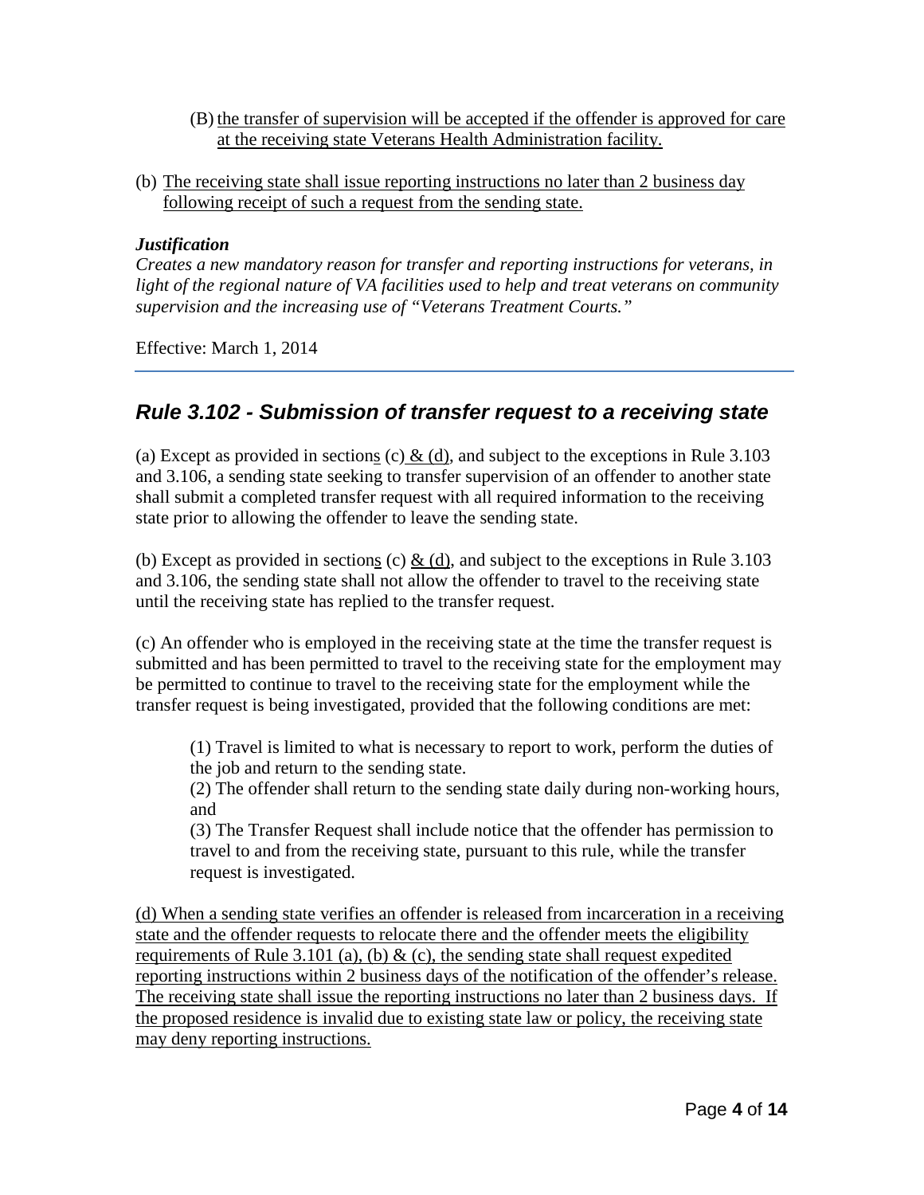(B) the transfer of supervision will be accepted if the offender is approved for care at the receiving state Veterans Health Administration facility.

(b) The receiving state shall issue reporting instructions no later than 2 business day following receipt of such a request from the sending state.

***Justification***

*Creates a new mandatory reason for transfer and reporting instructions for veterans, in light of the regional nature of VA facilities used to help and treat veterans on community supervision and the increasing use of "Veterans Treatment Courts."*

Effective: March 1, 2014

---

## *Rule 3.102 - Submission of transfer request to a receiving state*

(a) Except as provided in sections (c) & (d), and subject to the exceptions in Rule 3.103 and 3.106, a sending state seeking to transfer supervision of an offender to another state shall submit a completed transfer request with all required information to the receiving state prior to allowing the offender to leave the sending state.

(b) Except as provided in sections (c) & (d), and subject to the exceptions in Rule 3.103 and 3.106, the sending state shall not allow the offender to travel to the receiving state until the receiving state has replied to the transfer request.

(c) An offender who is employed in the receiving state at the time the transfer request is submitted and has been permitted to travel to the receiving state for the employment may be permitted to continue to travel to the receiving state for the employment while the transfer request is being investigated, provided that the following conditions are met:

(1) Travel is limited to what is necessary to report to work, perform the duties of the job and return to the sending state.
(2) The offender shall return to the sending state daily during non-working hours, and
(3) The Transfer Request shall include notice that the offender has permission to travel to and from the receiving state, pursuant to this rule, while the transfer request is investigated.

(d) When a sending state verifies an offender is released from incarceration in a receiving state and the offender requests to relocate there and the offender meets the eligibility requirements of Rule 3.101 (a), (b) & (c), the sending state shall request expedited reporting instructions within 2 business days of the notification of the offender's release. The receiving state shall issue the reporting instructions no later than 2 business days. If the proposed residence is invalid due to existing state law or policy, the receiving state may deny reporting instructions.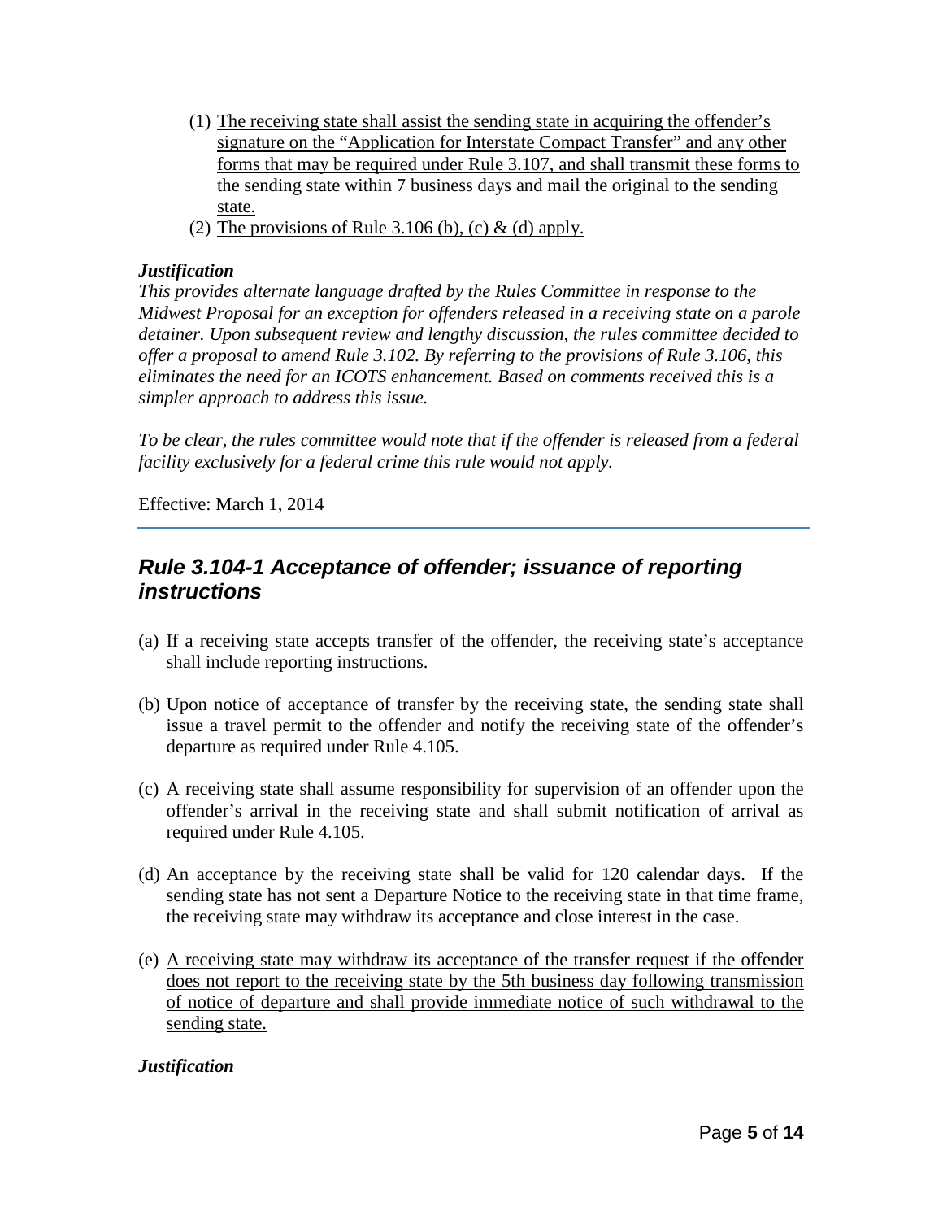(1) The receiving state shall assist the sending state in acquiring the offender's signature on the "Application for Interstate Compact Transfer" and any other forms that may be required under Rule 3.107, and shall transmit these forms to the sending state within 7 business days and mail the original to the sending state.

(2) The provisions of Rule 3.106 (b), (c) & (d) apply.

***Justification***

*This provides alternate language drafted by the Rules Committee in response to the Midwest Proposal for an exception for offenders released in a receiving state on a parole detainer. Upon subsequent review and lengthy discussion, the rules committee decided to offer a proposal to amend Rule 3.102. By referring to the provisions of Rule 3.106, this eliminates the need for an ICOTS enhancement. Based on comments received this is a simpler approach to address this issue.*

*To be clear, the rules committee would note that if the offender is released from a federal facility exclusively for a federal crime this rule would not apply.*

Effective: March 1, 2014

---

## *Rule 3.104-1 Acceptance of offender; issuance of reporting instructions*

(a) If a receiving state accepts transfer of the offender, the receiving state's acceptance shall include reporting instructions.

(b) Upon notice of acceptance of transfer by the receiving state, the sending state shall issue a travel permit to the offender and notify the receiving state of the offender's departure as required under Rule 4.105.

(c) A receiving state shall assume responsibility for supervision of an offender upon the offender's arrival in the receiving state and shall submit notification of arrival as required under Rule 4.105.

(d) An acceptance by the receiving state shall be valid for 120 calendar days. If the sending state has not sent a Departure Notice to the receiving state in that time frame, the receiving state may withdraw its acceptance and close interest in the case.

(e) A receiving state may withdraw its acceptance of the transfer request if the offender does not report to the receiving state by the 5th business day following transmission of notice of departure and shall provide immediate notice of such withdrawal to the sending state.

***Justification***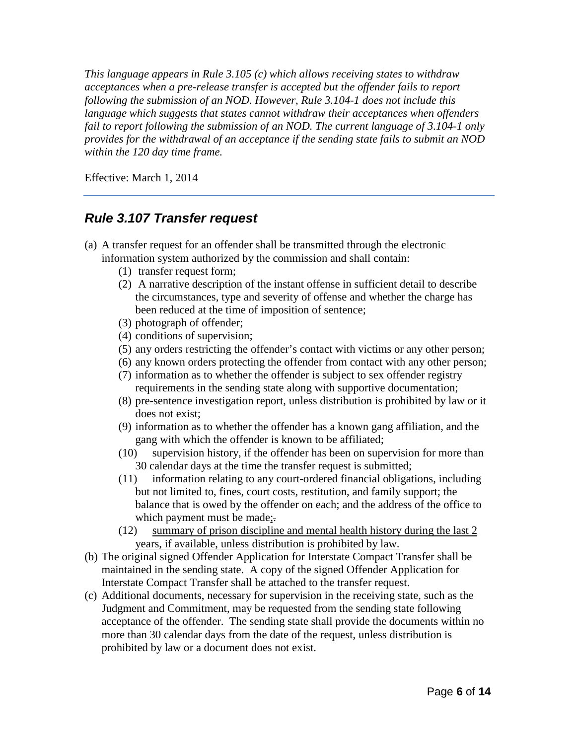*This language appears in Rule 3.105 (c) which allows receiving states to withdraw acceptances when a pre-release transfer is accepted but the offender fails to report following the submission of an NOD. However, Rule 3.104-1 does not include this language which suggests that states cannot withdraw their acceptances when offenders fail to report following the submission of an NOD. The current language of 3.104-1 only provides for the withdrawal of an acceptance if the sending state fails to submit an NOD within the 120 day time frame.*

Effective: March 1, 2014

---

## *Rule 3.107 Transfer request*

(a) A transfer request for an offender shall be transmitted through the electronic information system authorized by the commission and shall contain:
   (1) transfer request form;
   (2) A narrative description of the instant offense in sufficient detail to describe the circumstances, type and severity of offense and whether the charge has been reduced at the time of imposition of sentence;
   (3) photograph of offender;
   (4) conditions of supervision;
   (5) any orders restricting the offender's contact with victims or any other person;
   (6) any known orders protecting the offender from contact with any other person;
   (7) information as to whether the offender is subject to sex offender registry requirements in the sending state along with supportive documentation;
   (8) pre-sentence investigation report, unless distribution is prohibited by law or it does not exist;
   (9) information as to whether the offender has a known gang affiliation, and the gang with which the offender is known to be affiliated;
   (10) supervision history, if the offender has been on supervision for more than 30 calendar days at the time the transfer request is submitted;
   (11) information relating to any court-ordered financial obligations, including but not limited to, fines, court costs, restitution, and family support; the balance that is owed by the offender on each; and the address of the office to which payment must be made;~~.~~
   (12) <u>summary of prison discipline and mental health history during the last 2 years, if available, unless distribution is prohibited by law.</u>

(b) The original signed Offender Application for Interstate Compact Transfer shall be maintained in the sending state. A copy of the signed Offender Application for Interstate Compact Transfer shall be attached to the transfer request.

(c) Additional documents, necessary for supervision in the receiving state, such as the Judgment and Commitment, may be requested from the sending state following acceptance of the offender. The sending state shall provide the documents within no more than 30 calendar days from the date of the request, unless distribution is prohibited by law or a document does not exist.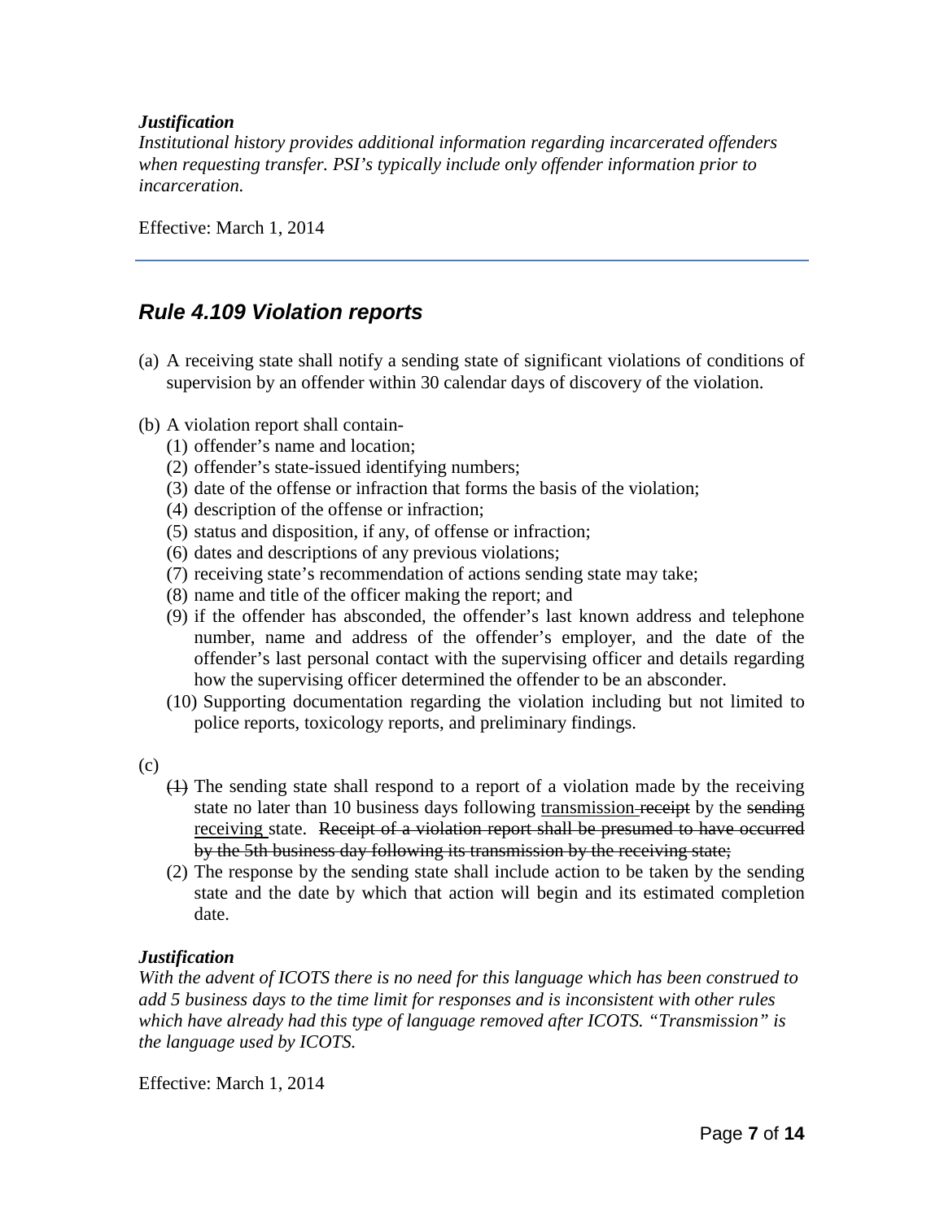***Justification***

*Institutional history provides additional information regarding incarcerated offenders when requesting transfer. PSI's typically include only offender information prior to incarceration.*

Effective: March 1, 2014

---

## ***Rule 4.109 Violation reports***

(a) A receiving state shall notify a sending state of significant violations of conditions of supervision by an offender within 30 calendar days of discovery of the violation.

(b) A violation report shall contain-

- (1) offender's name and location;
- (2) offender's state-issued identifying numbers;
- (3) date of the offense or infraction that forms the basis of the violation;
- (4) description of the offense or infraction;
- (5) status and disposition, if any, of offense or infraction;
- (6) dates and descriptions of any previous violations;
- (7) receiving state's recommendation of actions sending state may take;
- (8) name and title of the officer making the report; and
- (9) if the offender has absconded, the offender's last known address and telephone number, name and address of the offender's employer, and the date of the offender's last personal contact with the supervising officer and details regarding how the supervising officer determined the offender to be an absconder.
- (10) Supporting documentation regarding the violation including but not limited to police reports, toxicology reports, and preliminary findings.

(c)

- ~~(1)~~ The sending state shall respond to a report of a violation made by the receiving state no later than 10 business days following <u>transmission</u> ~~receipt~~ by the ~~sending~~ <u>receiving</u> state. ~~Receipt of a violation report shall be presumed to have occurred by the 5th business day following its transmission by the receiving state;~~
- (2) The response by the sending state shall include action to be taken by the sending state and the date by which that action will begin and its estimated completion date.

***Justification***

*With the advent of ICOTS there is no need for this language which has been construed to add 5 business days to the time limit for responses and is inconsistent with other rules which have already had this type of language removed after ICOTS. "Transmission" is the language used by ICOTS.*

Effective: March 1, 2014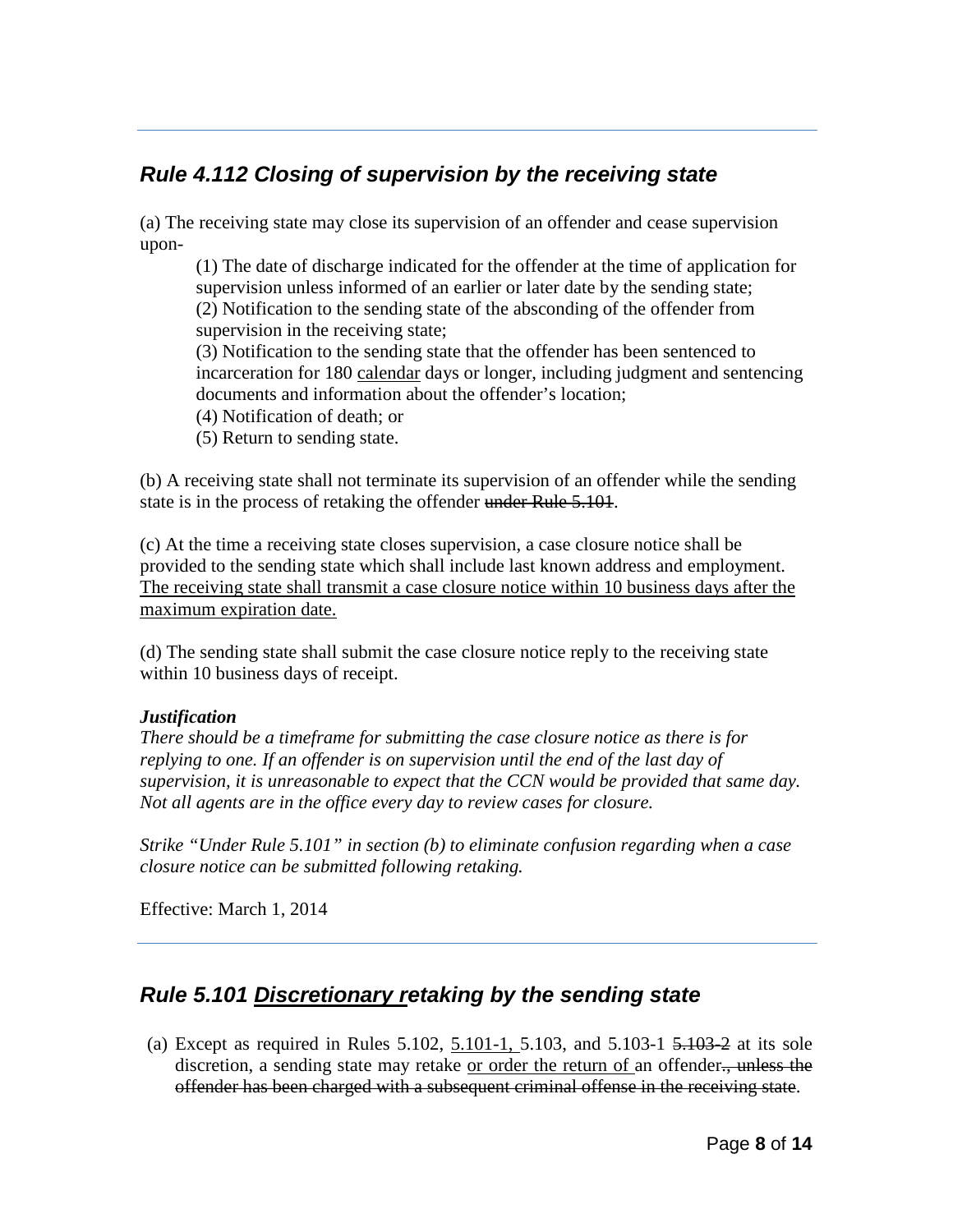## *Rule 4.112 Closing of supervision by the receiving state*

(a) The receiving state may close its supervision of an offender and cease supervision upon-

(1) The date of discharge indicated for the offender at the time of application for supervision unless informed of an earlier or later date by the sending state;
(2) Notification to the sending state of the absconding of the offender from supervision in the receiving state;
(3) Notification to the sending state that the offender has been sentenced to incarceration for 180 <u>calendar</u> days or longer, including judgment and sentencing documents and information about the offender's location;
(4) Notification of death; or
(5) Return to sending state.

(b) A receiving state shall not terminate its supervision of an offender while the sending state is in the process of retaking the offender ~~under Rule 5.101~~.

(c) At the time a receiving state closes supervision, a case closure notice shall be provided to the sending state which shall include last known address and employment. <u>The receiving state shall transmit a case closure notice within 10 business days after the maximum expiration date.</u>

(d) The sending state shall submit the case closure notice reply to the receiving state within 10 business days of receipt.

***Justification***
*There should be a timeframe for submitting the case closure notice as there is for replying to one. If an offender is on supervision until the end of the last day of supervision, it is unreasonable to expect that the CCN would be provided that same day. Not all agents are in the office every day to review cases for closure.*

*Strike "Under Rule 5.101" in section (b) to eliminate confusion regarding when a case closure notice can be submitted following retaking.*

Effective: March 1, 2014

## *Rule 5.101 <u>Discretionary r</u>etaking by the sending state*

(a) Except as required in Rules 5.102, <u>5.101-1,</u> 5.103, and 5.103-1 ~~5.103-2~~ at its sole discretion, a sending state may retake <u>or order the return of</u> an offender~~., unless the offender has been charged with a subsequent criminal offense in the receiving state~~.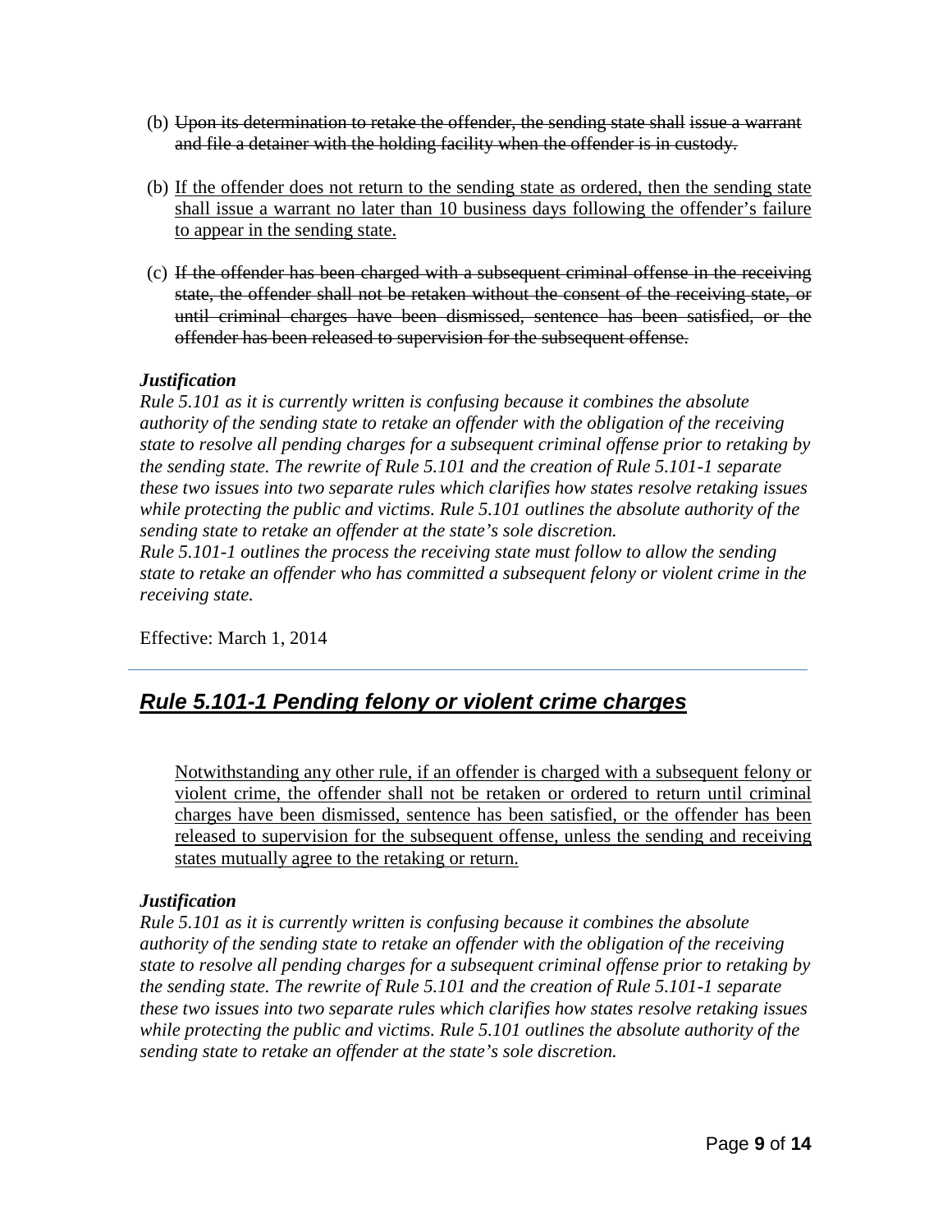(b) ~~Upon its determination to retake the offender, the sending state shall issue a warrant and file a detainer with the holding facility when the offender is in custody.~~

(b) <u>If the offender does not return to the sending state as ordered, then the sending state shall issue a warrant no later than 10 business days following the offender's failure to appear in the sending state.</u>

(c) ~~If the offender has been charged with a subsequent criminal offense in the receiving state, the offender shall not be retaken without the consent of the receiving state, or until criminal charges have been dismissed, sentence has been satisfied, or the offender has been released to supervision for the subsequent offense.~~

***Justification***

*Rule 5.101 as it is currently written is confusing because it combines the absolute authority of the sending state to retake an offender with the obligation of the receiving state to resolve all pending charges for a subsequent criminal offense prior to retaking by the sending state. The rewrite of Rule 5.101 and the creation of Rule 5.101-1 separate these two issues into two separate rules which clarifies how states resolve retaking issues while protecting the public and victims. Rule 5.101 outlines the absolute authority of the sending state to retake an offender at the state's sole discretion.*

*Rule 5.101-1 outlines the process the receiving state must follow to allow the sending state to retake an offender who has committed a subsequent felony or violent crime in the receiving state.*

Effective: March 1, 2014

---

## ***<u>Rule 5.101-1 Pending felony or violent crime charges</u>***

<u>Notwithstanding any other rule, if an offender is charged with a subsequent felony or violent crime, the offender shall not be retaken or ordered to return until criminal charges have been dismissed, sentence has been satisfied, or the offender has been released to supervision for the subsequent offense, unless the sending and receiving states mutually agree to the retaking or return.</u>

***Justification***

*Rule 5.101 as it is currently written is confusing because it combines the absolute authority of the sending state to retake an offender with the obligation of the receiving state to resolve all pending charges for a subsequent criminal offense prior to retaking by the sending state. The rewrite of Rule 5.101 and the creation of Rule 5.101-1 separate these two issues into two separate rules which clarifies how states resolve retaking issues while protecting the public and victims. Rule 5.101 outlines the absolute authority of the sending state to retake an offender at the state's sole discretion.*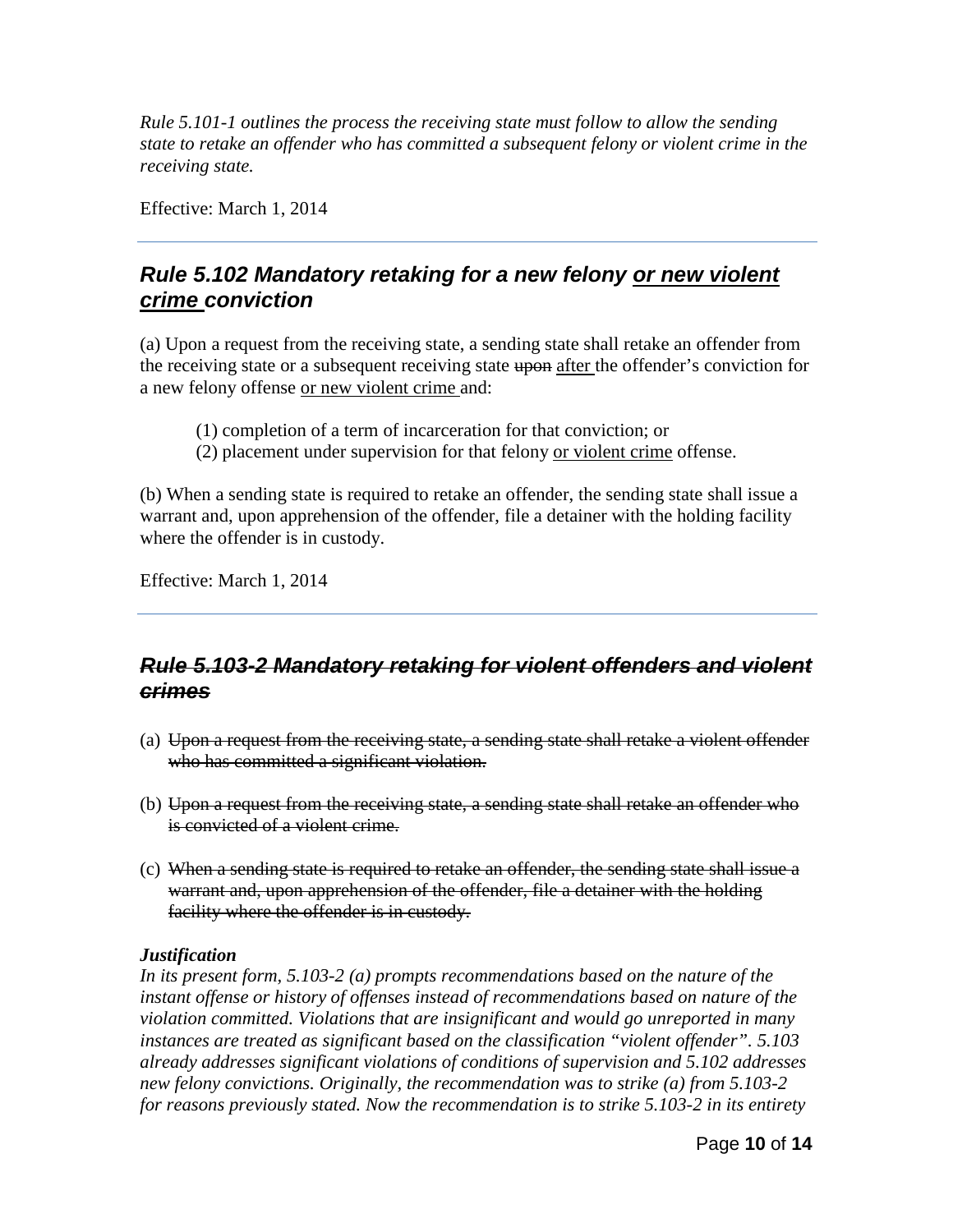*Rule 5.101-1 outlines the process the receiving state must follow to allow the sending state to retake an offender who has committed a subsequent felony or violent crime in the receiving state.*

Effective: March 1, 2014

---

## *Rule 5.102 Mandatory retaking for a new felony <u>or new violent crime</u> conviction*

(a) Upon a request from the receiving state, a sending state shall retake an offender from the receiving state or a subsequent receiving state ~~upon~~ <u>after</u> the offender's conviction for a new felony offense <u>or new violent crime</u> and:

> (1) completion of a term of incarceration for that conviction; or
> (2) placement under supervision for that felony <u>or violent crime</u> offense.

(b) When a sending state is required to retake an offender, the sending state shall issue a warrant and, upon apprehension of the offender, file a detainer with the holding facility where the offender is in custody.

Effective: March 1, 2014

---

## ~~*Rule 5.103-2 Mandatory retaking for violent offenders and violent crimes*~~

(a) ~~Upon a request from the receiving state, a sending state shall retake a violent offender who has committed a significant violation.~~

(b) ~~Upon a request from the receiving state, a sending state shall retake an offender who is convicted of a violent crime.~~

(c) ~~When a sending state is required to retake an offender, the sending state shall issue a warrant and, upon apprehension of the offender, file a detainer with the holding facility where the offender is in custody.~~

***Justification***

*In its present form, 5.103-2 (a) prompts recommendations based on the nature of the instant offense or history of offenses instead of recommendations based on nature of the violation committed. Violations that are insignificant and would go unreported in many instances are treated as significant based on the classification "violent offender". 5.103 already addresses significant violations of conditions of supervision and 5.102 addresses new felony convictions. Originally, the recommendation was to strike (a) from 5.103-2 for reasons previously stated. Now the recommendation is to strike 5.103-2 in its entirety*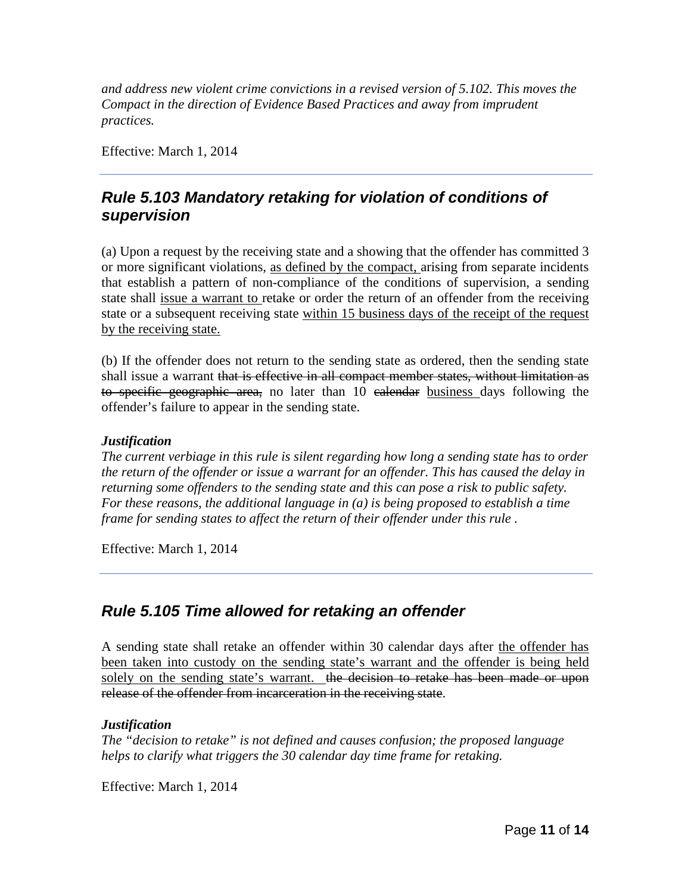*and address new violent crime convictions in a revised version of 5.102. This moves the Compact in the direction of Evidence Based Practices and away from imprudent practices.*

Effective: March 1, 2014

---

## *Rule 5.103 Mandatory retaking for violation of conditions of supervision*

(a) Upon a request by the receiving state and a showing that the offender has committed 3 or more significant violations, <u>as defined by the compact,</u> arising from separate incidents that establish a pattern of non-compliance of the conditions of supervision, a sending state shall <u>issue a warrant to</u> retake or order the return of an offender from the receiving state or a subsequent receiving state <u>within 15 business days of the receipt of the request by the receiving state.</u>

(b) If the offender does not return to the sending state as ordered, then the sending state shall issue a warrant ~~that is effective in all compact member states, without limitation as to specific geographic area,~~ no later than 10 ~~calendar~~ <u>business</u> days following the offender's failure to appear in the sending state.

***Justification***

*The current verbiage in this rule is silent regarding how long a sending state has to order the return of the offender or issue a warrant for an offender. This has caused the delay in returning some offenders to the sending state and this can pose a risk to public safety. For these reasons, the additional language in (a) is being proposed to establish a time frame for sending states to affect the return of their offender under this rule .*

Effective: March 1, 2014

---

## *Rule 5.105 Time allowed for retaking an offender*

A sending state shall retake an offender within 30 calendar days after <u>the offender has been taken into custody on the sending state's warrant and the offender is being held solely on the sending state's warrant.</u> ~~the decision to retake has been made or upon release of the offender from incarceration in the receiving state~~.

***Justification***

*The "decision to retake" is not defined and causes confusion; the proposed language helps to clarify what triggers the 30 calendar day time frame for retaking.*

Effective: March 1, 2014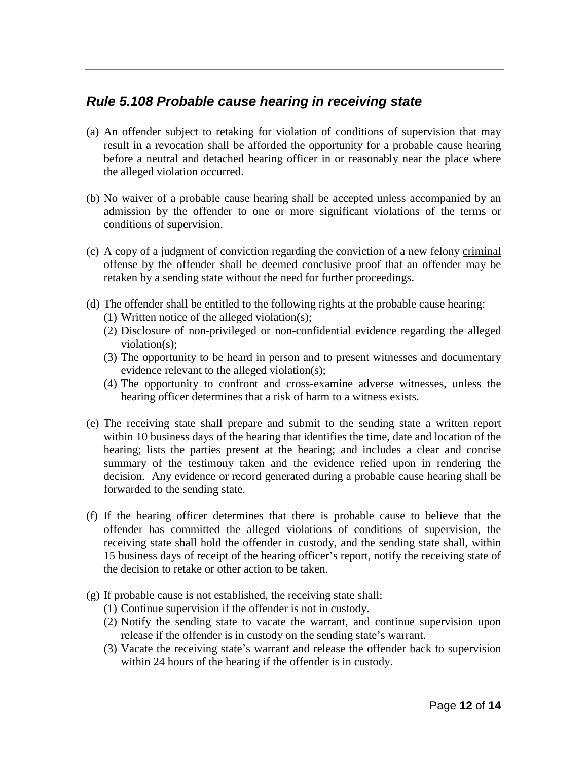## *Rule 5.108 Probable cause hearing in receiving state*

(a) An offender subject to retaking for violation of conditions of supervision that may result in a revocation shall be afforded the opportunity for a probable cause hearing before a neutral and detached hearing officer in or reasonably near the place where the alleged violation occurred.

(b) No waiver of a probable cause hearing shall be accepted unless accompanied by an admission by the offender to one or more significant violations of the terms or conditions of supervision.

(c) A copy of a judgment of conviction regarding the conviction of a new ~~felony~~ <u>criminal</u> offense by the offender shall be deemed conclusive proof that an offender may be retaken by a sending state without the need for further proceedings.

(d) The offender shall be entitled to the following rights at the probable cause hearing:
   (1) Written notice of the alleged violation(s);
   (2) Disclosure of non-privileged or non-confidential evidence regarding the alleged violation(s);
   (3) The opportunity to be heard in person and to present witnesses and documentary evidence relevant to the alleged violation(s);
   (4) The opportunity to confront and cross-examine adverse witnesses, unless the hearing officer determines that a risk of harm to a witness exists.

(e) The receiving state shall prepare and submit to the sending state a written report within 10 business days of the hearing that identifies the time, date and location of the hearing; lists the parties present at the hearing; and includes a clear and concise summary of the testimony taken and the evidence relied upon in rendering the decision. Any evidence or record generated during a probable cause hearing shall be forwarded to the sending state.

(f) If the hearing officer determines that there is probable cause to believe that the offender has committed the alleged violations of conditions of supervision, the receiving state shall hold the offender in custody, and the sending state shall, within 15 business days of receipt of the hearing officer's report, notify the receiving state of the decision to retake or other action to be taken.

(g) If probable cause is not established, the receiving state shall:
   (1) Continue supervision if the offender is not in custody.
   (2) Notify the sending state to vacate the warrant, and continue supervision upon release if the offender is in custody on the sending state's warrant.
   (3) Vacate the receiving state's warrant and release the offender back to supervision within 24 hours of the hearing if the offender is in custody.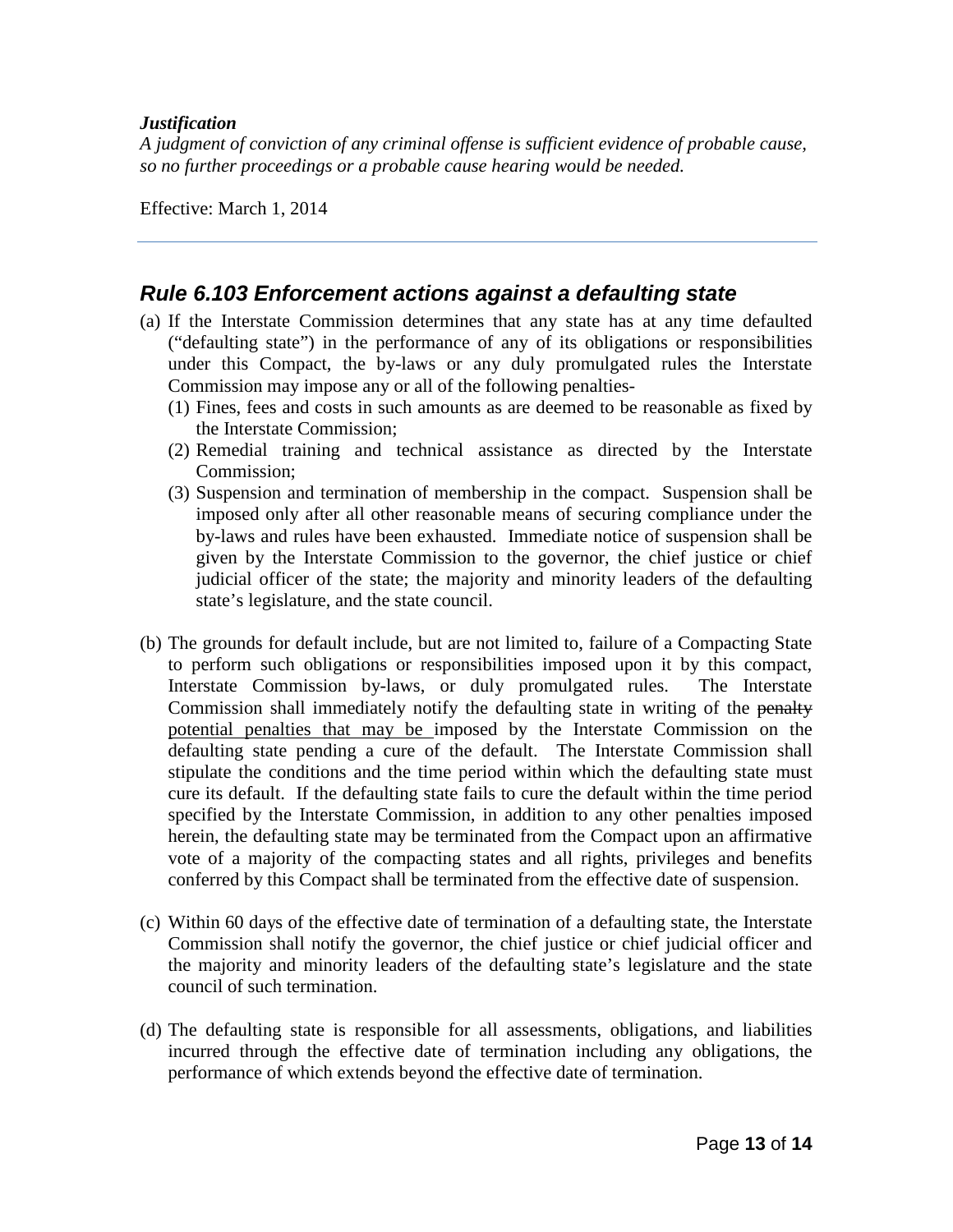***Justification***
*A judgment of conviction of any criminal offense is sufficient evidence of probable cause, so no further proceedings or a probable cause hearing would be needed.*

Effective: March 1, 2014

---

## *Rule 6.103 Enforcement actions against a defaulting state*

(a) If the Interstate Commission determines that any state has at any time defaulted ("defaulting state") in the performance of any of its obligations or responsibilities under this Compact, the by-laws or any duly promulgated rules the Interstate Commission may impose any or all of the following penalties-

   (1) Fines, fees and costs in such amounts as are deemed to be reasonable as fixed by the Interstate Commission;

   (2) Remedial training and technical assistance as directed by the Interstate Commission;

   (3) Suspension and termination of membership in the compact. Suspension shall be imposed only after all other reasonable means of securing compliance under the by-laws and rules have been exhausted. Immediate notice of suspension shall be given by the Interstate Commission to the governor, the chief justice or chief judicial officer of the state; the majority and minority leaders of the defaulting state's legislature, and the state council.

(b) The grounds for default include, but are not limited to, failure of a Compacting State to perform such obligations or responsibilities imposed upon it by this compact, Interstate Commission by-laws, or duly promulgated rules. The Interstate Commission shall immediately notify the defaulting state in writing of the ~~penalty~~ <u>potential penalties that may be</u> imposed by the Interstate Commission on the defaulting state pending a cure of the default. The Interstate Commission shall stipulate the conditions and the time period within which the defaulting state must cure its default. If the defaulting state fails to cure the default within the time period specified by the Interstate Commission, in addition to any other penalties imposed herein, the defaulting state may be terminated from the Compact upon an affirmative vote of a majority of the compacting states and all rights, privileges and benefits conferred by this Compact shall be terminated from the effective date of suspension.

(c) Within 60 days of the effective date of termination of a defaulting state, the Interstate Commission shall notify the governor, the chief justice or chief judicial officer and the majority and minority leaders of the defaulting state's legislature and the state council of such termination.

(d) The defaulting state is responsible for all assessments, obligations, and liabilities incurred through the effective date of termination including any obligations, the performance of which extends beyond the effective date of termination.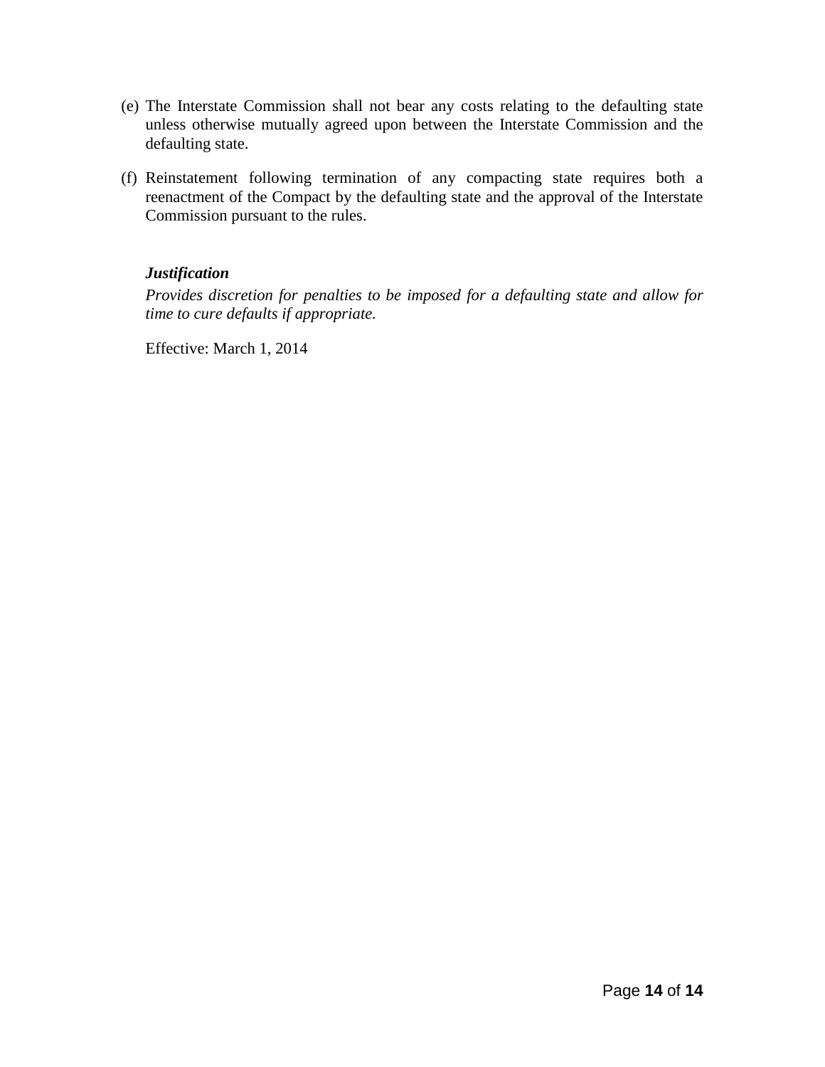(e) The Interstate Commission shall not bear any costs relating to the defaulting state unless otherwise mutually agreed upon between the Interstate Commission and the defaulting state.

(f) Reinstatement following termination of any compacting state requires both a reenactment of the Compact by the defaulting state and the approval of the Interstate Commission pursuant to the rules.

***Justification***

*Provides discretion for penalties to be imposed for a defaulting state and allow for time to cure defaults if appropriate.*

Effective: March 1, 2014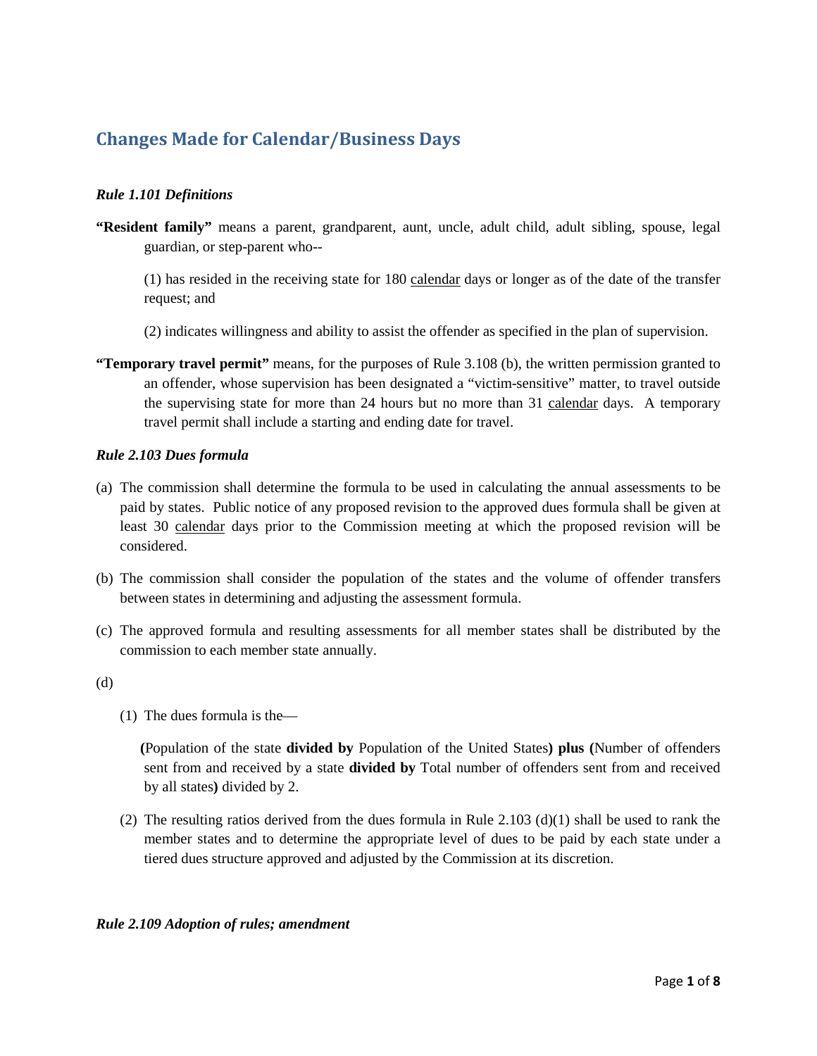## Changes Made for Calendar/Business Days

### *Rule 1.101 Definitions*

**"Resident family"** means a parent, grandparent, aunt, uncle, adult child, adult sibling, spouse, legal guardian, or step-parent who--

(1) has resided in the receiving state for 180 <u>calendar</u> days or longer as of the date of the transfer request; and

(2) indicates willingness and ability to assist the offender as specified in the plan of supervision.

**"Temporary travel permit"** means, for the purposes of Rule 3.108 (b), the written permission granted to an offender, whose supervision has been designated a "victim-sensitive" matter, to travel outside the supervising state for more than 24 hours but no more than 31 <u>calendar</u> days. A temporary travel permit shall include a starting and ending date for travel.

### *Rule 2.103 Dues formula*

(a) The commission shall determine the formula to be used in calculating the annual assessments to be paid by states. Public notice of any proposed revision to the approved dues formula shall be given at least 30 <u>calendar</u> days prior to the Commission meeting at which the proposed revision will be considered.

(b) The commission shall consider the population of the states and the volume of offender transfers between states in determining and adjusting the assessment formula.

(c) The approved formula and resulting assessments for all member states shall be distributed by the commission to each member state annually.

(d)

(1) The dues formula is the—

**(**Population of the state **divided by** Population of the United States**) plus (**Number of offenders sent from and received by a state **divided by** Total number of offenders sent from and received by all states**)** divided by 2.

(2) The resulting ratios derived from the dues formula in Rule 2.103 (d)(1) shall be used to rank the member states and to determine the appropriate level of dues to be paid by each state under a tiered dues structure approved and adjusted by the Commission at its discretion.

### *Rule 2.109 Adoption of rules; amendment*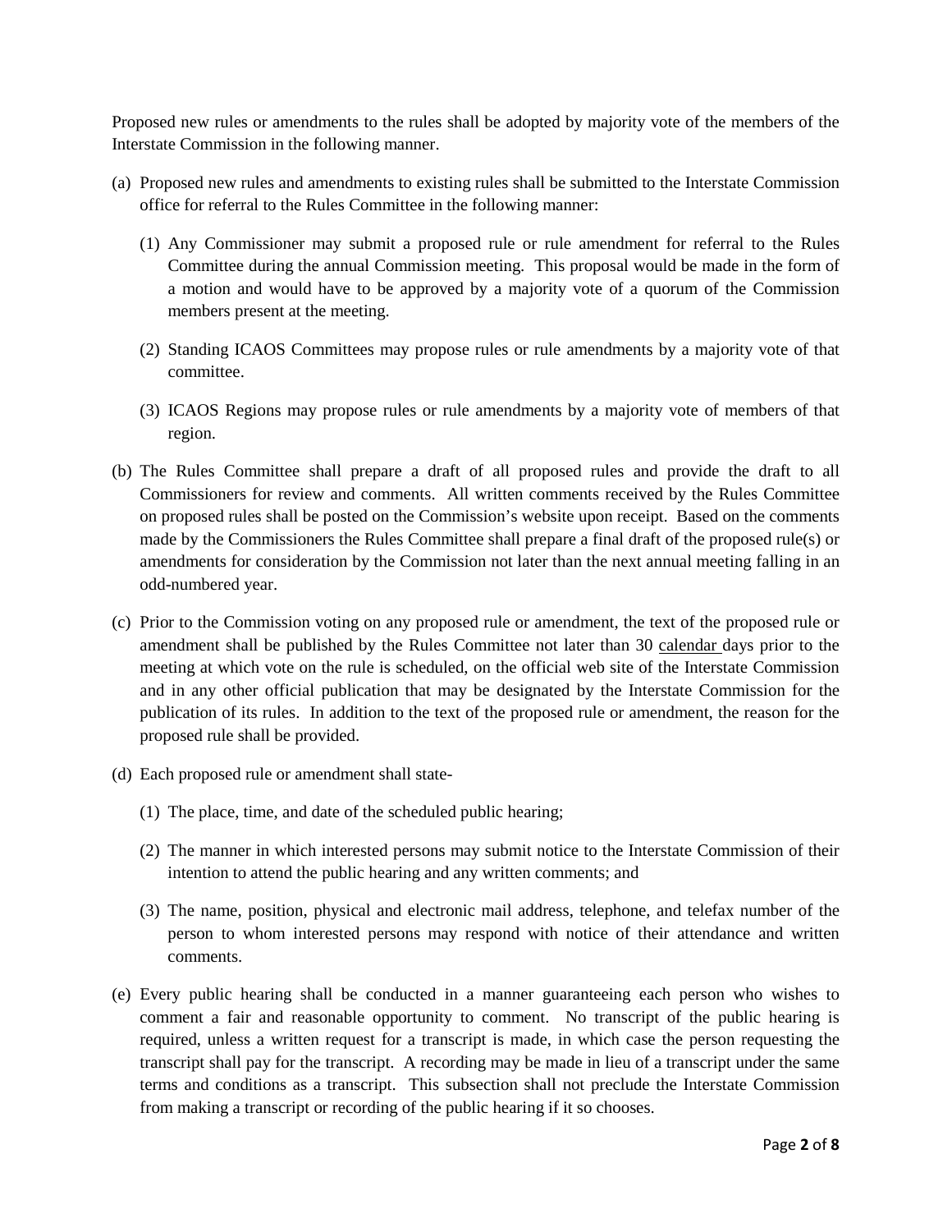Proposed new rules or amendments to the rules shall be adopted by majority vote of the members of the Interstate Commission in the following manner.

(a) Proposed new rules and amendments to existing rules shall be submitted to the Interstate Commission office for referral to the Rules Committee in the following manner:

   (1) Any Commissioner may submit a proposed rule or rule amendment for referral to the Rules Committee during the annual Commission meeting. This proposal would be made in the form of a motion and would have to be approved by a majority vote of a quorum of the Commission members present at the meeting.

   (2) Standing ICAOS Committees may propose rules or rule amendments by a majority vote of that committee.

   (3) ICAOS Regions may propose rules or rule amendments by a majority vote of members of that region.

(b) The Rules Committee shall prepare a draft of all proposed rules and provide the draft to all Commissioners for review and comments. All written comments received by the Rules Committee on proposed rules shall be posted on the Commission's website upon receipt. Based on the comments made by the Commissioners the Rules Committee shall prepare a final draft of the proposed rule(s) or amendments for consideration by the Commission not later than the next annual meeting falling in an odd-numbered year.

(c) Prior to the Commission voting on any proposed rule or amendment, the text of the proposed rule or amendment shall be published by the Rules Committee not later than 30 <u>calendar</u> days prior to the meeting at which vote on the rule is scheduled, on the official web site of the Interstate Commission and in any other official publication that may be designated by the Interstate Commission for the publication of its rules. In addition to the text of the proposed rule or amendment, the reason for the proposed rule shall be provided.

(d) Each proposed rule or amendment shall state-

   (1) The place, time, and date of the scheduled public hearing;

   (2) The manner in which interested persons may submit notice to the Interstate Commission of their intention to attend the public hearing and any written comments; and

   (3) The name, position, physical and electronic mail address, telephone, and telefax number of the person to whom interested persons may respond with notice of their attendance and written comments.

(e) Every public hearing shall be conducted in a manner guaranteeing each person who wishes to comment a fair and reasonable opportunity to comment. No transcript of the public hearing is required, unless a written request for a transcript is made, in which case the person requesting the transcript shall pay for the transcript. A recording may be made in lieu of a transcript under the same terms and conditions as a transcript. This subsection shall not preclude the Interstate Commission from making a transcript or recording of the public hearing if it so chooses.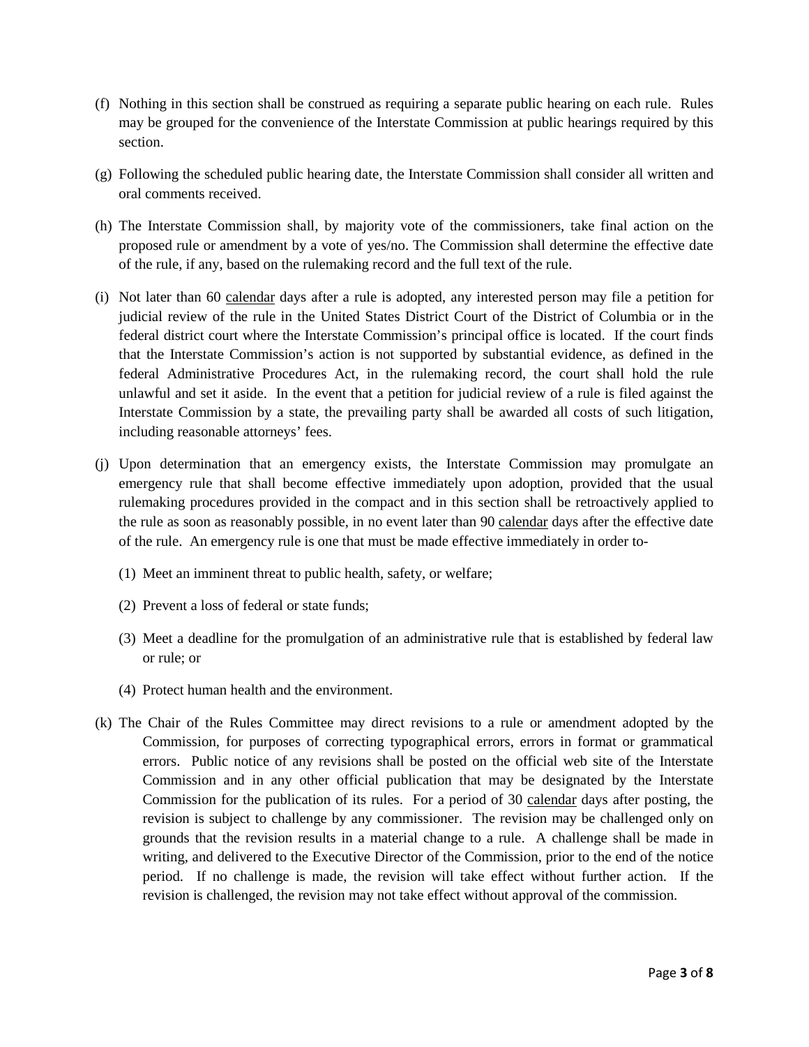(f) Nothing in this section shall be construed as requiring a separate public hearing on each rule. Rules may be grouped for the convenience of the Interstate Commission at public hearings required by this section.

(g) Following the scheduled public hearing date, the Interstate Commission shall consider all written and oral comments received.

(h) The Interstate Commission shall, by majority vote of the commissioners, take final action on the proposed rule or amendment by a vote of yes/no. The Commission shall determine the effective date of the rule, if any, based on the rulemaking record and the full text of the rule.

(i) Not later than 60 calendar days after a rule is adopted, any interested person may file a petition for judicial review of the rule in the United States District Court of the District of Columbia or in the federal district court where the Interstate Commission's principal office is located. If the court finds that the Interstate Commission's action is not supported by substantial evidence, as defined in the federal Administrative Procedures Act, in the rulemaking record, the court shall hold the rule unlawful and set it aside. In the event that a petition for judicial review of a rule is filed against the Interstate Commission by a state, the prevailing party shall be awarded all costs of such litigation, including reasonable attorneys' fees.

(j) Upon determination that an emergency exists, the Interstate Commission may promulgate an emergency rule that shall become effective immediately upon adoption, provided that the usual rulemaking procedures provided in the compact and in this section shall be retroactively applied to the rule as soon as reasonably possible, in no event later than 90 calendar days after the effective date of the rule. An emergency rule is one that must be made effective immediately in order to-

   (1) Meet an imminent threat to public health, safety, or welfare;

   (2) Prevent a loss of federal or state funds;

   (3) Meet a deadline for the promulgation of an administrative rule that is established by federal law or rule; or

   (4) Protect human health and the environment.

(k) The Chair of the Rules Committee may direct revisions to a rule or amendment adopted by the Commission, for purposes of correcting typographical errors, errors in format or grammatical errors. Public notice of any revisions shall be posted on the official web site of the Interstate Commission and in any other official publication that may be designated by the Interstate Commission for the publication of its rules. For a period of 30 calendar days after posting, the revision is subject to challenge by any commissioner. The revision may be challenged only on grounds that the revision results in a material change to a rule. A challenge shall be made in writing, and delivered to the Executive Director of the Commission, prior to the end of the notice period. If no challenge is made, the revision will take effect without further action. If the revision is challenged, the revision may not take effect without approval of the commission.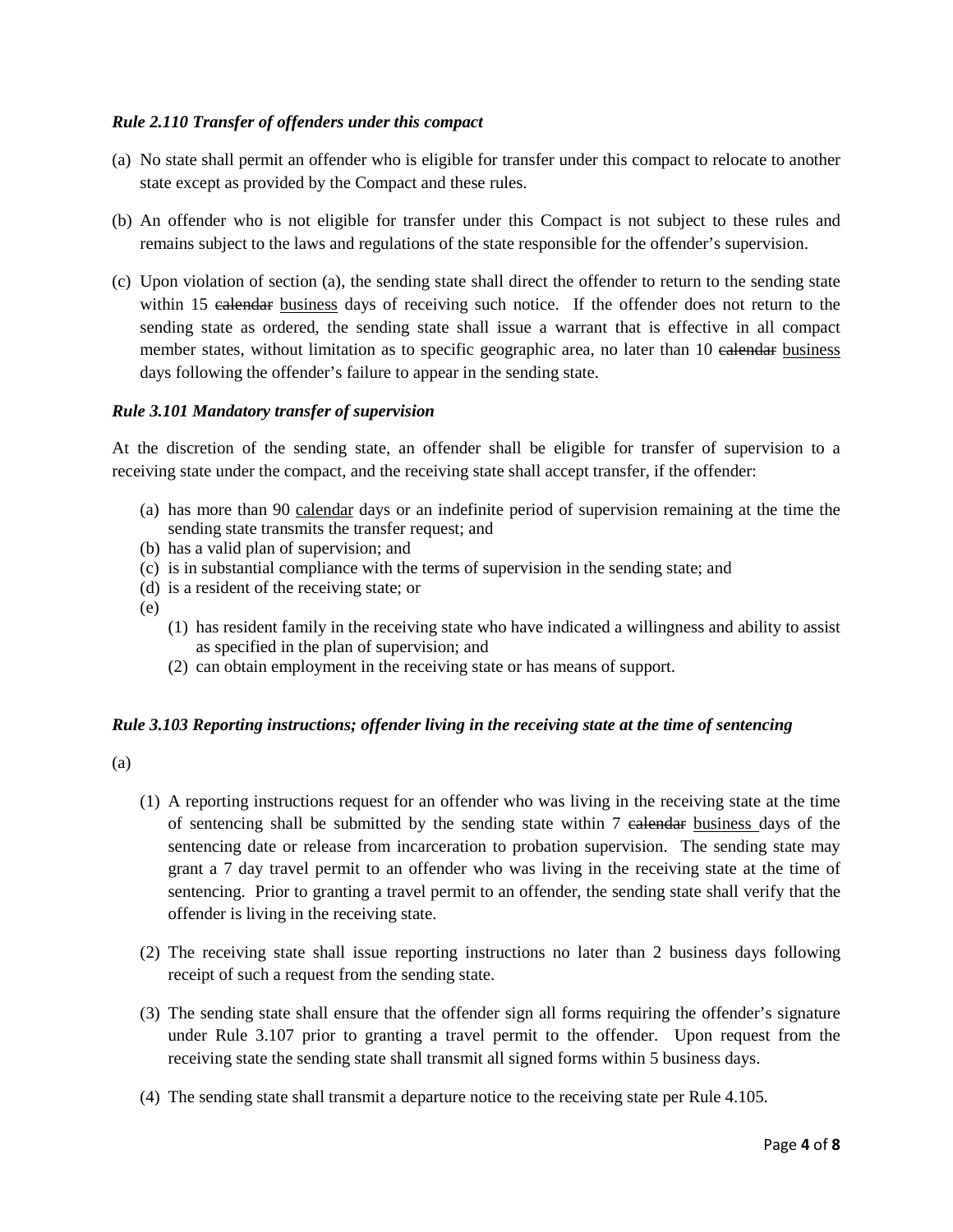***Rule 2.110 Transfer of offenders under this compact***

(a) No state shall permit an offender who is eligible for transfer under this compact to relocate to another state except as provided by the Compact and these rules.

(b) An offender who is not eligible for transfer under this Compact is not subject to these rules and remains subject to the laws and regulations of the state responsible for the offender's supervision.

(c) Upon violation of section (a), the sending state shall direct the offender to return to the sending state within 15 ~~calendar~~ <u>business</u> days of receiving such notice. If the offender does not return to the sending state as ordered, the sending state shall issue a warrant that is effective in all compact member states, without limitation as to specific geographic area, no later than 10 ~~calendar~~ <u>business</u> days following the offender's failure to appear in the sending state.

***Rule 3.101 Mandatory transfer of supervision***

At the discretion of the sending state, an offender shall be eligible for transfer of supervision to a receiving state under the compact, and the receiving state shall accept transfer, if the offender:

- (a) has more than 90 <u>calendar</u> days or an indefinite period of supervision remaining at the time the sending state transmits the transfer request; and
- (b) has a valid plan of supervision; and
- (c) is in substantial compliance with the terms of supervision in the sending state; and
- (d) is a resident of the receiving state; or
- (e)
  - (1) has resident family in the receiving state who have indicated a willingness and ability to assist as specified in the plan of supervision; and
  - (2) can obtain employment in the receiving state or has means of support.

***Rule 3.103 Reporting instructions; offender living in the receiving state at the time of sentencing***

(a)

- (1) A reporting instructions request for an offender who was living in the receiving state at the time of sentencing shall be submitted by the sending state within 7 ~~calendar~~ <u>business</u> days of the sentencing date or release from incarceration to probation supervision. The sending state may grant a 7 day travel permit to an offender who was living in the receiving state at the time of sentencing. Prior to granting a travel permit to an offender, the sending state shall verify that the offender is living in the receiving state.

- (2) The receiving state shall issue reporting instructions no later than 2 business days following receipt of such a request from the sending state.

- (3) The sending state shall ensure that the offender sign all forms requiring the offender's signature under Rule 3.107 prior to granting a travel permit to the offender. Upon request from the receiving state the sending state shall transmit all signed forms within 5 business days.

- (4) The sending state shall transmit a departure notice to the receiving state per Rule 4.105.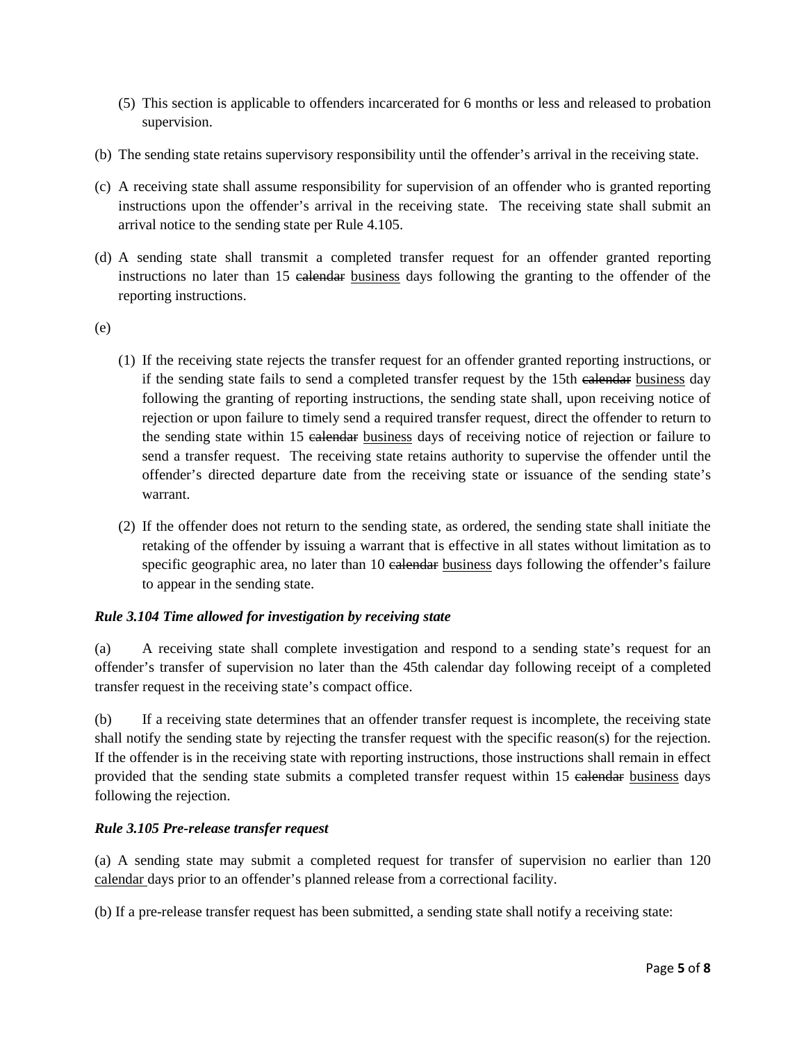(5) This section is applicable to offenders incarcerated for 6 months or less and released to probation supervision.

(b) The sending state retains supervisory responsibility until the offender's arrival in the receiving state.

(c) A receiving state shall assume responsibility for supervision of an offender who is granted reporting instructions upon the offender's arrival in the receiving state. The receiving state shall submit an arrival notice to the sending state per Rule 4.105.

(d) A sending state shall transmit a completed transfer request for an offender granted reporting instructions no later than 15 ~~calendar~~ <u>business</u> days following the granting to the offender of the reporting instructions.

(e)

(1) If the receiving state rejects the transfer request for an offender granted reporting instructions, or if the sending state fails to send a completed transfer request by the 15th ~~calendar~~ <u>business</u> day following the granting of reporting instructions, the sending state shall, upon receiving notice of rejection or upon failure to timely send a required transfer request, direct the offender to return to the sending state within 15 ~~calendar~~ <u>business</u> days of receiving notice of rejection or failure to send a transfer request. The receiving state retains authority to supervise the offender until the offender's directed departure date from the receiving state or issuance of the sending state's warrant.

(2) If the offender does not return to the sending state, as ordered, the sending state shall initiate the retaking of the offender by issuing a warrant that is effective in all states without limitation as to specific geographic area, no later than 10 ~~calendar~~ <u>business</u> days following the offender's failure to appear in the sending state.

***Rule 3.104 Time allowed for investigation by receiving state***

(a) A receiving state shall complete investigation and respond to a sending state's request for an offender's transfer of supervision no later than the 45th calendar day following receipt of a completed transfer request in the receiving state's compact office.

(b) If a receiving state determines that an offender transfer request is incomplete, the receiving state shall notify the sending state by rejecting the transfer request with the specific reason(s) for the rejection. If the offender is in the receiving state with reporting instructions, those instructions shall remain in effect provided that the sending state submits a completed transfer request within 15 ~~calendar~~ <u>business</u> days following the rejection.

***Rule 3.105 Pre-release transfer request***

(a) A sending state may submit a completed request for transfer of supervision no earlier than 120 <u>calendar</u> days prior to an offender's planned release from a correctional facility.

(b) If a pre-release transfer request has been submitted, a sending state shall notify a receiving state: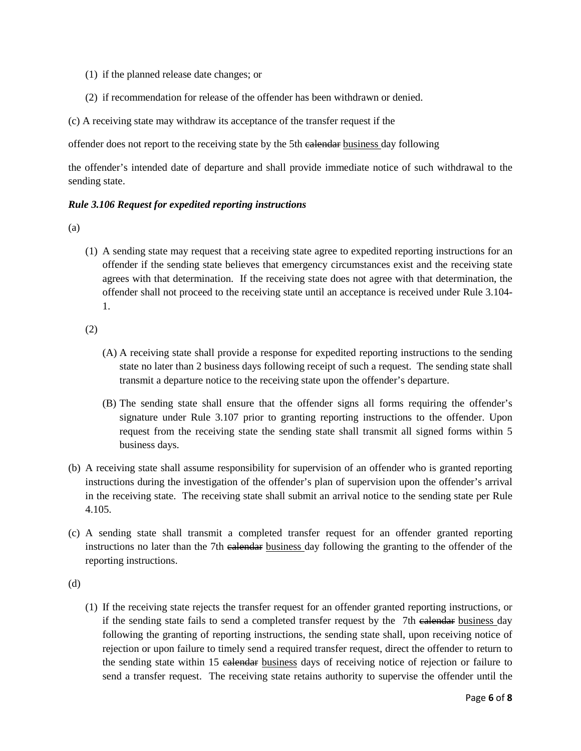(1) if the planned release date changes; or

(2) if recommendation for release of the offender has been withdrawn or denied.

(c) A receiving state may withdraw its acceptance of the transfer request if the offender does not report to the receiving state by the 5th ~~calendar~~ <u>business</u> day following the offender's intended date of departure and shall provide immediate notice of such withdrawal to the sending state.

***Rule 3.106 Request for expedited reporting instructions***

(a)

(1) A sending state may request that a receiving state agree to expedited reporting instructions for an offender if the sending state believes that emergency circumstances exist and the receiving state agrees with that determination. If the receiving state does not agree with that determination, the offender shall not proceed to the receiving state until an acceptance is received under Rule 3.104-1.

(2)

(A) A receiving state shall provide a response for expedited reporting instructions to the sending state no later than 2 business days following receipt of such a request. The sending state shall transmit a departure notice to the receiving state upon the offender's departure.

(B) The sending state shall ensure that the offender signs all forms requiring the offender's signature under Rule 3.107 prior to granting reporting instructions to the offender. Upon request from the receiving state the sending state shall transmit all signed forms within 5 business days.

(b) A receiving state shall assume responsibility for supervision of an offender who is granted reporting instructions during the investigation of the offender's plan of supervision upon the offender's arrival in the receiving state. The receiving state shall submit an arrival notice to the sending state per Rule 4.105.

(c) A sending state shall transmit a completed transfer request for an offender granted reporting instructions no later than the 7th ~~calendar~~ <u>business</u> day following the granting to the offender of the reporting instructions.

(d)

(1) If the receiving state rejects the transfer request for an offender granted reporting instructions, or if the sending state fails to send a completed transfer request by the 7th ~~calendar~~ <u>business</u> day following the granting of reporting instructions, the sending state shall, upon receiving notice of rejection or upon failure to timely send a required transfer request, direct the offender to return to the sending state within 15 ~~calendar~~ <u>business</u> days of receiving notice of rejection or failure to send a transfer request. The receiving state retains authority to supervise the offender until the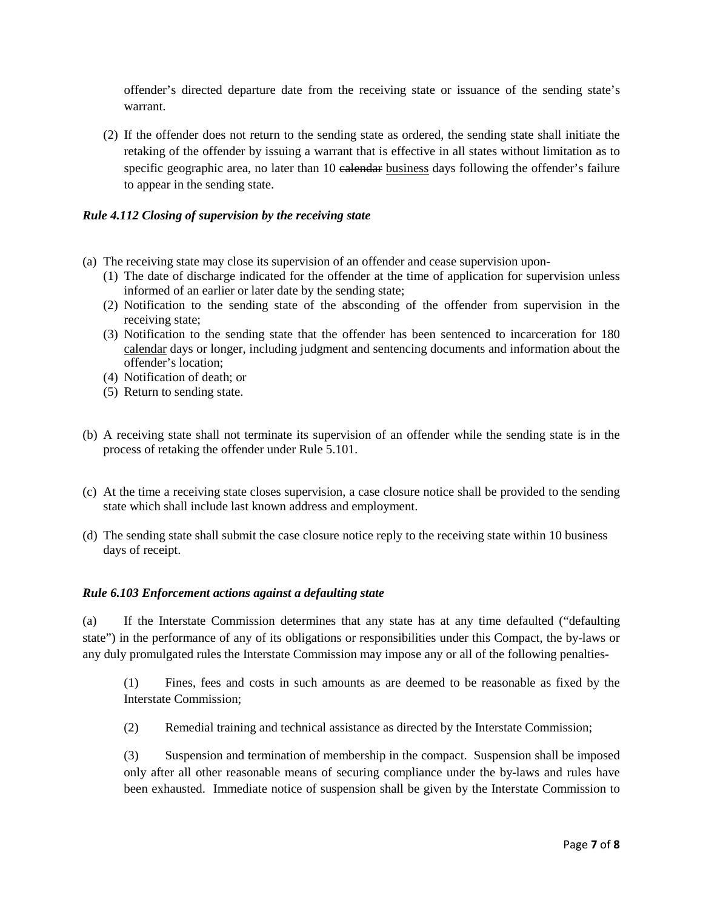offender's directed departure date from the receiving state or issuance of the sending state's warrant.

(2) If the offender does not return to the sending state as ordered, the sending state shall initiate the retaking of the offender by issuing a warrant that is effective in all states without limitation as to specific geographic area, no later than 10 ~~calendar~~ <u>business</u> days following the offender's failure to appear in the sending state.

***Rule 4.112 Closing of supervision by the receiving state***

(a) The receiving state may close its supervision of an offender and cease supervision upon-
   (1) The date of discharge indicated for the offender at the time of application for supervision unless informed of an earlier or later date by the sending state;
   (2) Notification to the sending state of the absconding of the offender from supervision in the receiving state;
   (3) Notification to the sending state that the offender has been sentenced to incarceration for 180 <u>calendar</u> days or longer, including judgment and sentencing documents and information about the offender's location;
   (4) Notification of death; or
   (5) Return to sending state.

(b) A receiving state shall not terminate its supervision of an offender while the sending state is in the process of retaking the offender under Rule 5.101.

(c) At the time a receiving state closes supervision, a case closure notice shall be provided to the sending state which shall include last known address and employment.

(d) The sending state shall submit the case closure notice reply to the receiving state within 10 business days of receipt.

***Rule 6.103 Enforcement actions against a defaulting state***

(a) If the Interstate Commission determines that any state has at any time defaulted ("defaulting state") in the performance of any of its obligations or responsibilities under this Compact, the by-laws or any duly promulgated rules the Interstate Commission may impose any or all of the following penalties-

(1) Fines, fees and costs in such amounts as are deemed to be reasonable as fixed by the Interstate Commission;

(2) Remedial training and technical assistance as directed by the Interstate Commission;

(3) Suspension and termination of membership in the compact. Suspension shall be imposed only after all other reasonable means of securing compliance under the by-laws and rules have been exhausted. Immediate notice of suspension shall be given by the Interstate Commission to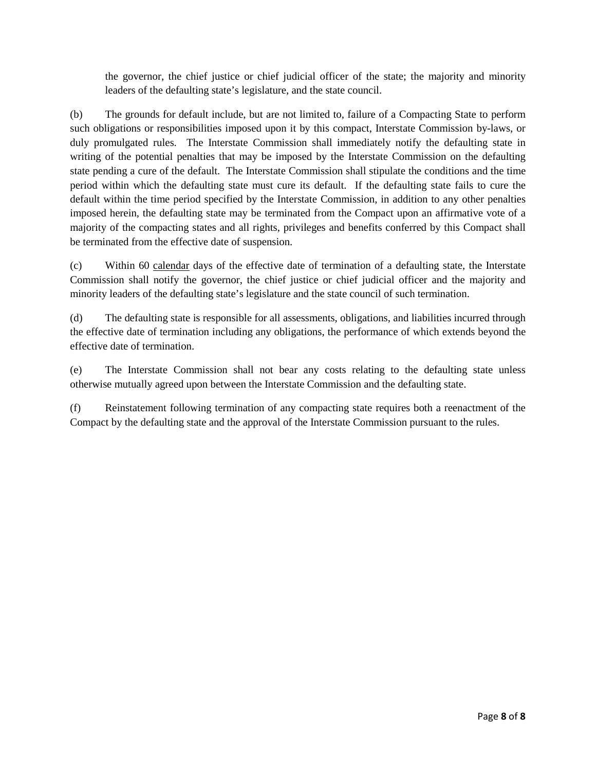the governor, the chief justice or chief judicial officer of the state; the majority and minority leaders of the defaulting state's legislature, and the state council.

(b) The grounds for default include, but are not limited to, failure of a Compacting State to perform such obligations or responsibilities imposed upon it by this compact, Interstate Commission by-laws, or duly promulgated rules. The Interstate Commission shall immediately notify the defaulting state in writing of the potential penalties that may be imposed by the Interstate Commission on the defaulting state pending a cure of the default. The Interstate Commission shall stipulate the conditions and the time period within which the defaulting state must cure its default. If the defaulting state fails to cure the default within the time period specified by the Interstate Commission, in addition to any other penalties imposed herein, the defaulting state may be terminated from the Compact upon an affirmative vote of a majority of the compacting states and all rights, privileges and benefits conferred by this Compact shall be terminated from the effective date of suspension.

(c) Within 60 calendar days of the effective date of termination of a defaulting state, the Interstate Commission shall notify the governor, the chief justice or chief judicial officer and the majority and minority leaders of the defaulting state's legislature and the state council of such termination.

(d) The defaulting state is responsible for all assessments, obligations, and liabilities incurred through the effective date of termination including any obligations, the performance of which extends beyond the effective date of termination.

(e) The Interstate Commission shall not bear any costs relating to the defaulting state unless otherwise mutually agreed upon between the Interstate Commission and the defaulting state.

(f) Reinstatement following termination of any compacting state requires both a reenactment of the Compact by the defaulting state and the approval of the Interstate Commission pursuant to the rules.